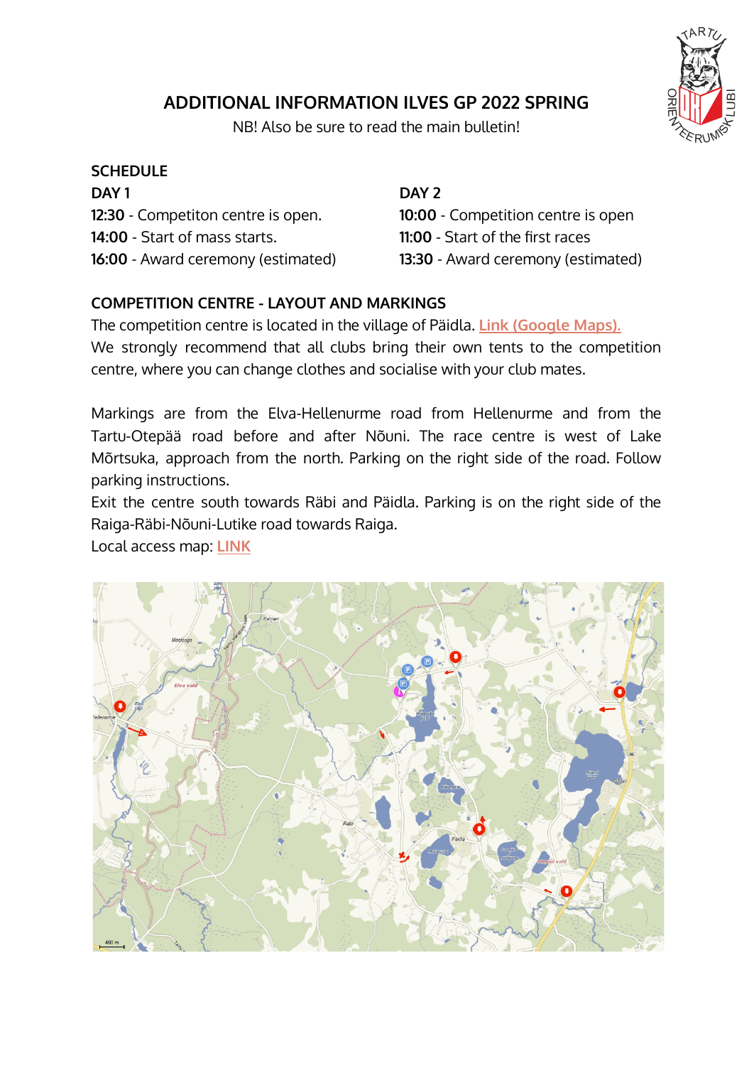# ADDITIONAL INFORMATION ILVES GP 2022 SPRING

NB! Also be sure to read the main bulletin!

## SCHEDULE

**DAY 1**

**12:30** - Competiton centre is open.

**14:00** - Start of mass starts.

**16:00** - Award ceremony (estimated)

**DAY 2**

**10:00** - Competition centre is open

**11:00** - Start of the first races

**13:30** - Award ceremony (estimated)

## COMPETITION CENTRE - LAYOUT AND MARKINGS

The competition centre is located in the village of Päidla. Link (Google Maps).

We strongly recommend that all clubs bring their own tents to the competition centre, where you can change clothes and socialise with your club mates.

Markings are from the Elva-Hellenurme road from Hellenurme and from the Tartu-Otepää road before and after Nõuni. The race centre is west of Lake Mõrtsuka, approach from the north. Parking on the right side of the road. Follow parking instructions.

Exit the centre south towards Räbi and Päidla. Parking is on the right side of the Raiga-Räbi-Nõuni-Lutike road towards Raiga.

Local access map: LINK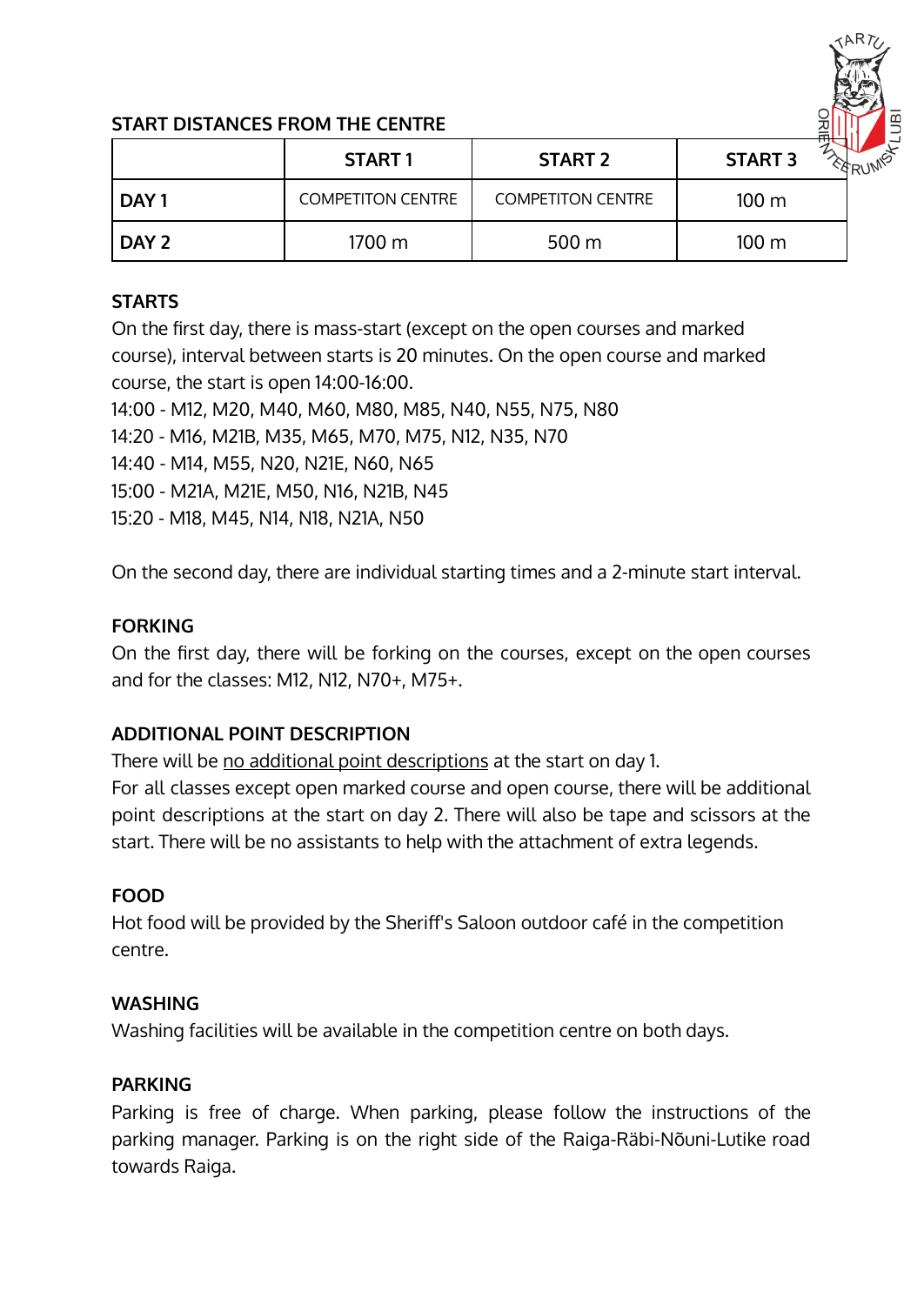## START DISTANCES FROM THE CENTRE

| | START 1 | START 2 | START 3 |
|---|---|---|---|
| **DAY 1** | COMPETITON CENTRE | COMPETITON CENTRE | 100 m |
| **DAY 2** | 1700 m | 500 m | 100 m |

## STARTS

On the first day, there is mass-start (except on the open courses and marked course), interval between starts is 20 minutes. On the open course and marked course, the start is open 14:00-16:00.

14:00 - M12, M20, M40, M60, M80, M85, N40, N55, N75, N80
14:20 - M16, M21B, M35, M65, M70, M75, N12, N35, N70
14:40 - M14, M55, N20, N21E, N60, N65
15:00 - M21A, M21E, M50, N16, N21B, N45
15:20 - M18, M45, N14, N18, N21A, N50

On the second day, there are individual starting times and a 2-minute start interval.

## FORKING

On the first day, there will be forking on the courses, except on the open courses and for the classes: M12, N12, N70+, M75+.

## ADDITIONAL POINT DESCRIPTION

There will be <u>no additional point descriptions</u> at the start on day 1.
For all classes except open marked course and open course, there will be additional point descriptions at the start on day 2. There will also be tape and scissors at the start. There will be no assistants to help with the attachment of extra legends.

## FOOD

Hot food will be provided by the Sheriff's Saloon outdoor café in the competition centre.

## WASHING

Washing facilities will be available in the competition centre on both days.

## PARKING

Parking is free of charge. When parking, please follow the instructions of the parking manager. Parking is on the right side of the Raiga-Räbi-Nõuni-Lutike road towards Raiga.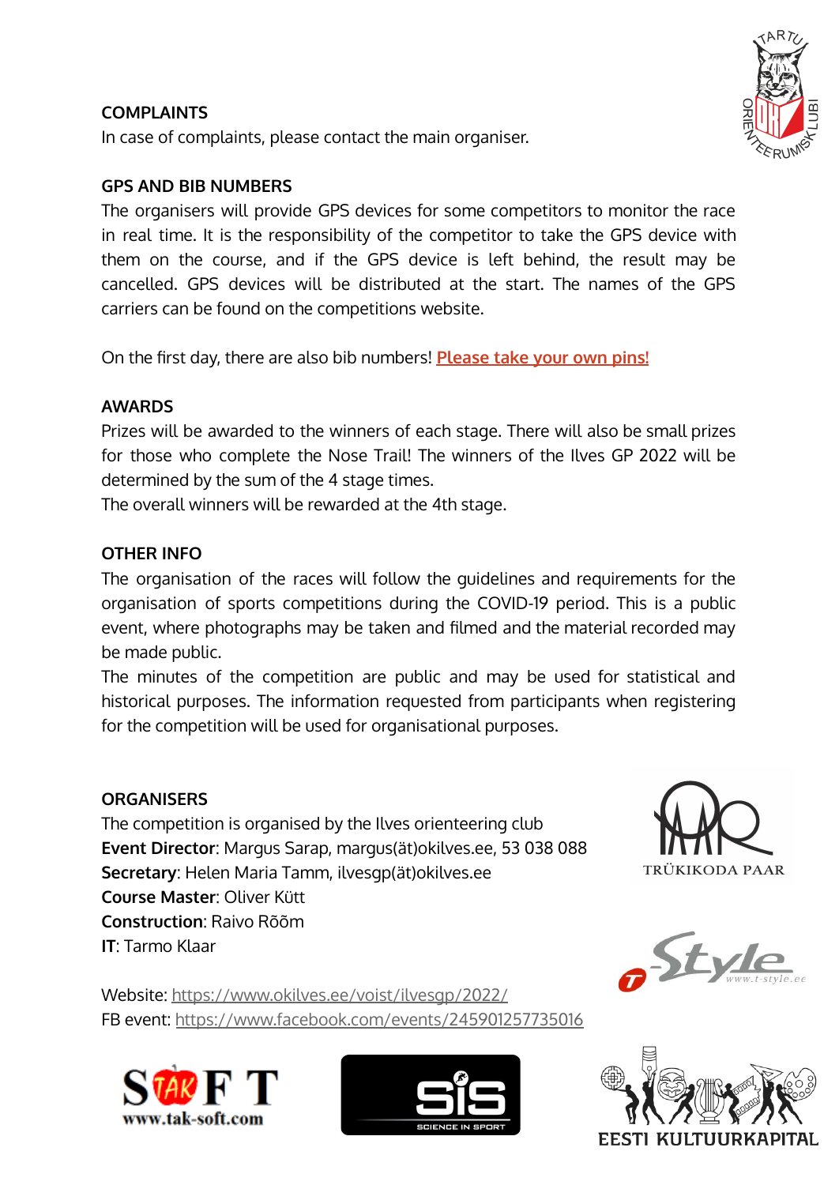## COMPLAINTS

In case of complaints, please contact the main organiser.

## GPS AND BIB NUMBERS

The organisers will provide GPS devices for some competitors to monitor the race in real time. It is the responsibility of the competitor to take the GPS device with them on the course, and if the GPS device is left behind, the result may be cancelled. GPS devices will be distributed at the start. The names of the GPS carriers can be found on the competitions website.

On the first day, there are also bib numbers! **Please take your own pins!**

## AWARDS

Prizes will be awarded to the winners of each stage. There will also be small prizes for those who complete the Nose Trail! The winners of the Ilves GP 2022 will be determined by the sum of the 4 stage times.

The overall winners will be rewarded at the 4th stage.

## OTHER INFO

The organisation of the races will follow the guidelines and requirements for the organisation of sports competitions during the COVID-19 period. This is a public event, where photographs may be taken and filmed and the material recorded may be made public.

The minutes of the competition are public and may be used for statistical and historical purposes. The information requested from participants when registering for the competition will be used for organisational purposes.

## ORGANISERS

The competition is organised by the Ilves orienteering club

**Event Director**: Margus Sarap, margus(ät)okilves.ee, 53 038 088

**Secretary**: Helen Maria Tamm, ilvesgp(ät)okilves.ee

**Course Master**: Oliver Kütt

**Construction**: Raivo Rõõm

**IT**: Tarmo Klaar

Website: https://www.okilves.ee/voist/ilvesgp/2022/

FB event: https://www.facebook.com/events/245901257735016